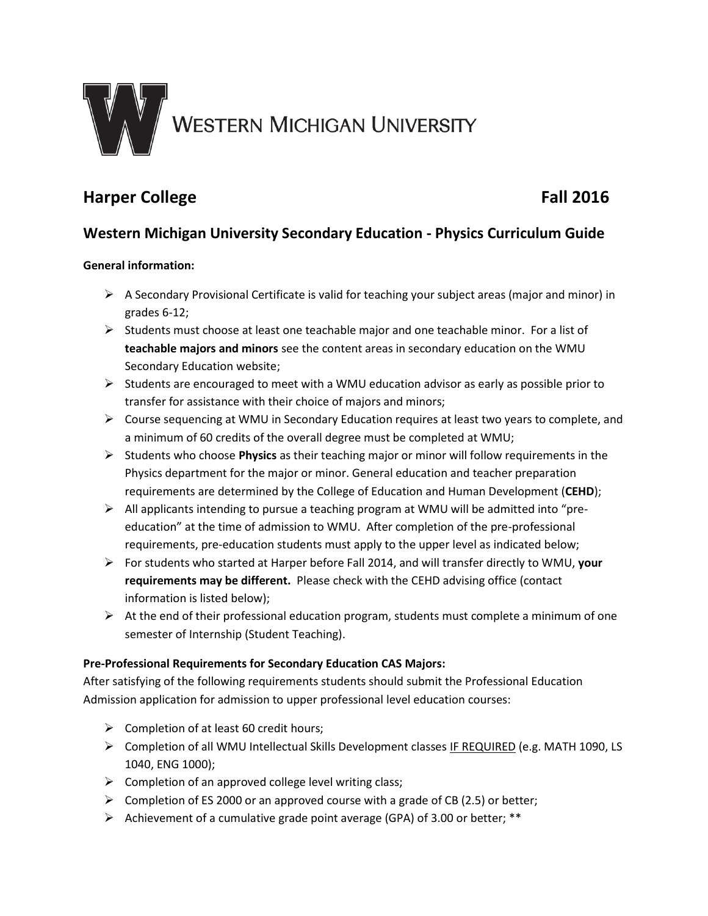WESTERN MICHIGAN UNIVERSITY

# Harper College Fall 2016

## Western Michigan University Secondary Education - Physics Curriculum Guide

**General information:**

- A Secondary Provisional Certificate is valid for teaching your subject areas (major and minor) in grades 6-12;
- Students must choose at least one teachable major and one teachable minor. For a list of **teachable majors and minors** see the content areas in secondary education on the WMU Secondary Education website;
- Students are encouraged to meet with a WMU education advisor as early as possible prior to transfer for assistance with their choice of majors and minors;
- Course sequencing at WMU in Secondary Education requires at least two years to complete, and a minimum of 60 credits of the overall degree must be completed at WMU;
- Students who choose **Physics** as their teaching major or minor will follow requirements in the Physics department for the major or minor. General education and teacher preparation requirements are determined by the College of Education and Human Development (**CEHD**);
- All applicants intending to pursue a teaching program at WMU will be admitted into "pre-education" at the time of admission to WMU. After completion of the pre-professional requirements, pre-education students must apply to the upper level as indicated below;
- For students who started at Harper before Fall 2014, and will transfer directly to WMU, **your requirements may be different.** Please check with the CEHD advising office (contact information is listed below);
- At the end of their professional education program, students must complete a minimum of one semester of Internship (Student Teaching).

**Pre-Professional Requirements for Secondary Education CAS Majors:**

After satisfying of the following requirements students should submit the Professional Education Admission application for admission to upper professional level education courses:

- Completion of at least 60 credit hours;
- Completion of all WMU Intellectual Skills Development classes IF REQUIRED (e.g. MATH 1090, LS 1040, ENG 1000);
- Completion of an approved college level writing class;
- Completion of ES 2000 or an approved course with a grade of CB (2.5) or better;
- Achievement of a cumulative grade point average (GPA) of 3.00 or better; **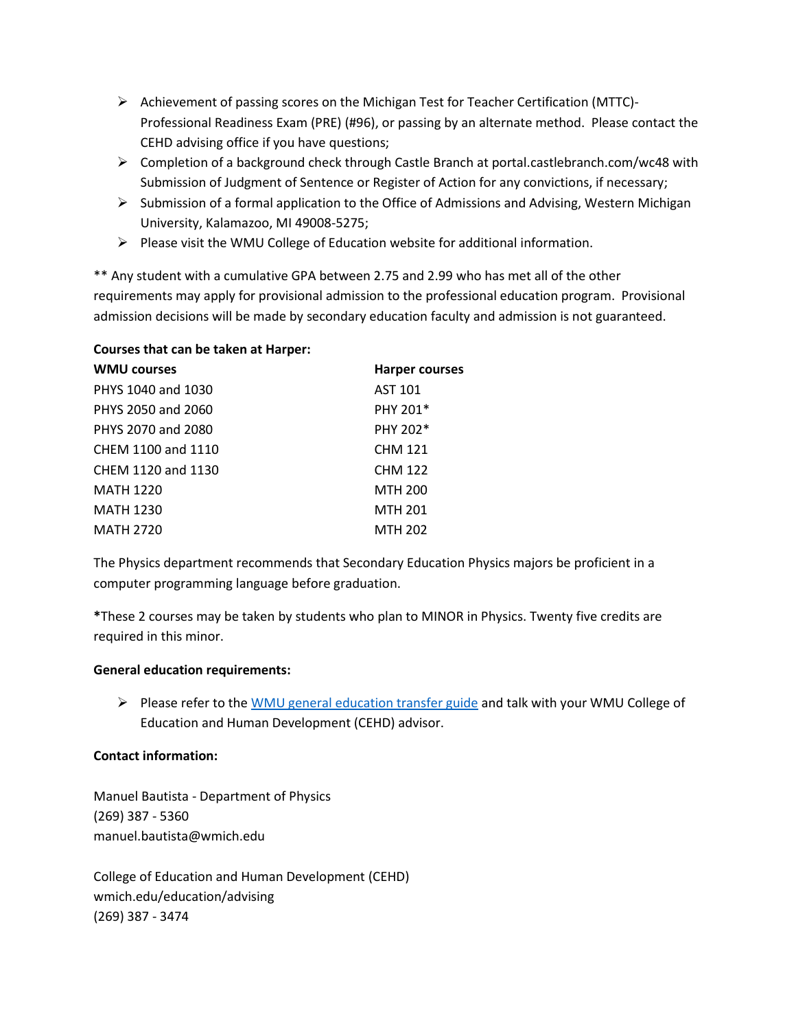- Achievement of passing scores on the Michigan Test for Teacher Certification (MTTC)-Professional Readiness Exam (PRE) (#96), or passing by an alternate method. Please contact the CEHD advising office if you have questions;
- Completion of a background check through Castle Branch at portal.castlebranch.com/wc48 with Submission of Judgment of Sentence or Register of Action for any convictions, if necessary;
- Submission of a formal application to the Office of Admissions and Advising, Western Michigan University, Kalamazoo, MI 49008-5275;
- Please visit the WMU College of Education website for additional information.

** Any student with a cumulative GPA between 2.75 and 2.99 who has met all of the other requirements may apply for provisional admission to the professional education program. Provisional admission decisions will be made by secondary education faculty and admission is not guaranteed.

**Courses that can be taken at Harper:**

| WMU courses | Harper courses |
|---|---|
| PHYS 1040 and 1030 | AST 101 |
| PHYS 2050 and 2060 | PHY 201* |
| PHYS 2070 and 2080 | PHY 202* |
| CHEM 1100 and 1110 | CHM 121 |
| CHEM 1120 and 1130 | CHM 122 |
| MATH 1220 | MTH 200 |
| MATH 1230 | MTH 201 |
| MATH 2720 | MTH 202 |

The Physics department recommends that Secondary Education Physics majors be proficient in a computer programming language before graduation.

***These 2 courses may be taken by students who plan to MINOR in Physics. Twenty five credits are required in this minor.

**General education requirements:**

- Please refer to the WMU general education transfer guide and talk with your WMU College of Education and Human Development (CEHD) advisor.

**Contact information:**

Manuel Bautista - Department of Physics
(269) 387 - 5360
manuel.bautista@wmich.edu

College of Education and Human Development (CEHD)
wmich.edu/education/advising
(269) 387 - 3474